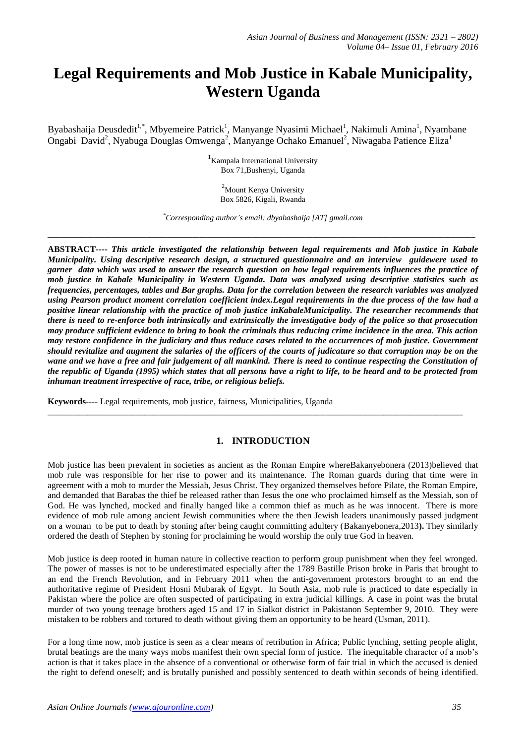# Legal Requirements and Mob Justice in Kabale Municipality, Western Uganda

Byabashaija Deusdedit[1,*], Mbyemeire Patrick[1], Manyange Nyasimi Michael[1], Nakimuli Amina[1], Nyambane Ongabi David[2], Nyabuga Douglas Omwenga[2], Manyange Ochako Emanuel[2], Niwagaba Patience Eliza[1]

[1]Kampala International University
Box 71,Bushenyi, Uganda

[2]Mount Kenya University
Box 5826, Kigali, Rwanda

*Corresponding author's email: dbyabashaija [AT] gmail.com

---

**ABSTRACT----** ***This article investigated the relationship between legal requirements and Mob justice in Kabale Municipality. Using descriptive research design, a structured questionnaire and an interview guidewere used to garner data which was used to answer the research question on how legal requirements influences the practice of mob justice in Kabale Municipality in Western Uganda. Data was analyzed using descriptive statistics such as frequencies, percentages, tables and Bar graphs. Data for the correlation between the research variables was analyzed using Pearson product moment correlation coefficient index.Legal requirements in the due process of the law had a positive linear relationship with the practice of mob justice inKabaleMunicipality. The researcher recommends that there is need to re-enforce both intrinsically and extrinsically the investigative body of the police so that prosecution may produce sufficient evidence to bring to book the criminals thus reducing crime incidence in the area. This action may restore confidence in the judiciary and thus reduce cases related to the occurrences of mob justice. Government should revitalize and augment the salaries of the officers of the courts of judicature so that corruption may be on the wane and we have a free and fair judgement of all mankind. There is need to continue respecting the Constitution of the republic of Uganda (1995) which states that all persons have a right to life, to be heard and to be protected from inhuman treatment irrespective of race, tribe, or religious beliefs.***

**Keywords----** Legal requirements, mob justice, fairness, Municipalities, Uganda

---

## 1. INTRODUCTION

Mob justice has been prevalent in societies as ancient as the Roman Empire whereBakanyebonera (2013)believed that mob rule was responsible for her rise to power and its maintenance. The Roman guards during that time were in agreement with a mob to murder the Messiah, Jesus Christ. They organized themselves before Pilate, the Roman Empire, and demanded that Barabas the thief be released rather than Jesus the one who proclaimed himself as the Messiah, son of God. He was lynched, mocked and finally hanged like a common thief as much as he was innocent. There is more evidence of mob rule among ancient Jewish communities where the then Jewish leaders unanimously passed judgment on a woman to be put to death by stoning after being caught committing adultery (Bakanyebonera,2013**).** They similarly ordered the death of Stephen by stoning for proclaiming he would worship the only true God in heaven.

Mob justice is deep rooted in human nature in collective reaction to perform group punishment when they feel wronged. The power of masses is not to be underestimated especially after the 1789 Bastille Prison broke in Paris that brought to an end the French Revolution, and in February 2011 when the anti-government protestors brought to an end the authoritative regime of President Hosni Mubarak of Egypt. In South Asia, mob rule is practiced to date especially in Pakistan where the police are often suspected of participating in extra judicial killings. A case in point was the brutal murder of two young teenage brothers aged 15 and 17 in Sialkot district in Pakistanon September 9, 2010. They were mistaken to be robbers and tortured to death without giving them an opportunity to be heard (Usman, 2011).

For a long time now, mob justice is seen as a clear means of retribution in Africa; Public lynching, setting people alight, brutal beatings are the many ways mobs manifest their own special form of justice. The inequitable character of a mob's action is that it takes place in the absence of a conventional or otherwise form of fair trial in which the accused is denied the right to defend oneself; and is brutally punished and possibly sentenced to death within seconds of being identified.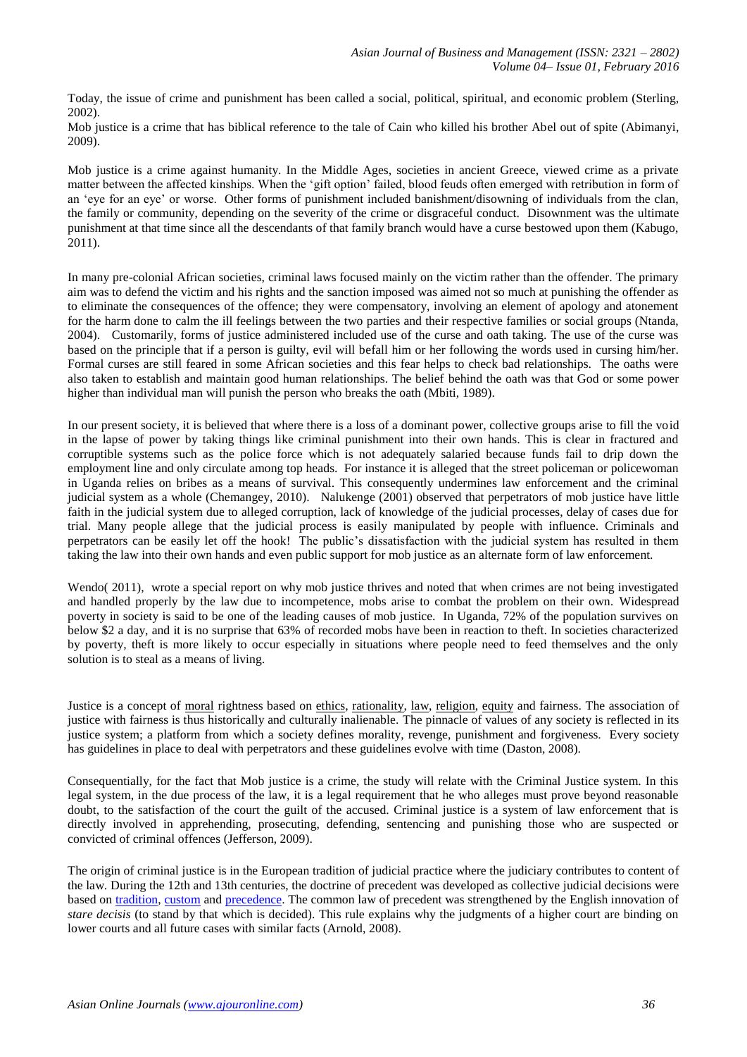Today, the issue of crime and punishment has been called a social, political, spiritual, and economic problem (Sterling, 2002).

Mob justice is a crime that has biblical reference to the tale of Cain who killed his brother Abel out of spite (Abimanyi, 2009).

Mob justice is a crime against humanity. In the Middle Ages, societies in ancient Greece, viewed crime as a private matter between the affected kinships. When the 'gift option' failed, blood feuds often emerged with retribution in form of an 'eye for an eye' or worse. Other forms of punishment included banishment/disowning of individuals from the clan, the family or community, depending on the severity of the crime or disgraceful conduct. Disownment was the ultimate punishment at that time since all the descendants of that family branch would have a curse bestowed upon them (Kabugo, 2011).

In many pre-colonial African societies, criminal laws focused mainly on the victim rather than the offender. The primary aim was to defend the victim and his rights and the sanction imposed was aimed not so much at punishing the offender as to eliminate the consequences of the offence; they were compensatory, involving an element of apology and atonement for the harm done to calm the ill feelings between the two parties and their respective families or social groups (Ntanda, 2004). Customarily, forms of justice administered included use of the curse and oath taking. The use of the curse was based on the principle that if a person is guilty, evil will befall him or her following the words used in cursing him/her. Formal curses are still feared in some African societies and this fear helps to check bad relationships. The oaths were also taken to establish and maintain good human relationships. The belief behind the oath was that God or some power higher than individual man will punish the person who breaks the oath (Mbiti, 1989).

In our present society, it is believed that where there is a loss of a dominant power, collective groups arise to fill the void in the lapse of power by taking things like criminal punishment into their own hands. This is clear in fractured and corruptible systems such as the police force which is not adequately salaried because funds fail to drip down the employment line and only circulate among top heads. For instance it is alleged that the street policeman or policewoman in Uganda relies on bribes as a means of survival. This consequently undermines law enforcement and the criminal judicial system as a whole (Chemangey, 2010). Nalukenge (2001) observed that perpetrators of mob justice have little faith in the judicial system due to alleged corruption, lack of knowledge of the judicial processes, delay of cases due for trial. Many people allege that the judicial process is easily manipulated by people with influence. Criminals and perpetrators can be easily let off the hook! The public's dissatisfaction with the judicial system has resulted in them taking the law into their own hands and even public support for mob justice as an alternate form of law enforcement.

Wendo( 2011), wrote a special report on why mob justice thrives and noted that when crimes are not being investigated and handled properly by the law due to incompetence, mobs arise to combat the problem on their own. Widespread poverty in society is said to be one of the leading causes of mob justice. In Uganda, 72% of the population survives on below $2 a day, and it is no surprise that 63% of recorded mobs have been in reaction to theft. In societies characterized by poverty, theft is more likely to occur especially in situations where people need to feed themselves and the only solution is to steal as a means of living.

Justice is a concept of moral rightness based on ethics, rationality, law, religion, equity and fairness. The association of justice with fairness is thus historically and culturally inalienable. The pinnacle of values of any society is reflected in its justice system; a platform from which a society defines morality, revenge, punishment and forgiveness. Every society has guidelines in place to deal with perpetrators and these guidelines evolve with time (Daston, 2008).

Consequentially, for the fact that Mob justice is a crime, the study will relate with the Criminal Justice system. In this legal system, in the due process of the law, it is a legal requirement that he who alleges must prove beyond reasonable doubt, to the satisfaction of the court the guilt of the accused. Criminal justice is a system of law enforcement that is directly involved in apprehending, prosecuting, defending, sentencing and punishing those who are suspected or convicted of criminal offences (Jefferson, 2009).

The origin of criminal justice is in the European tradition of judicial practice where the judiciary contributes to content of the law. During the 12th and 13th centuries, the doctrine of precedent was developed as collective judicial decisions were based on tradition, custom and precedence. The common law of precedent was strengthened by the English innovation of *stare decisis* (to stand by that which is decided). This rule explains why the judgments of a higher court are binding on lower courts and all future cases with similar facts (Arnold, 2008).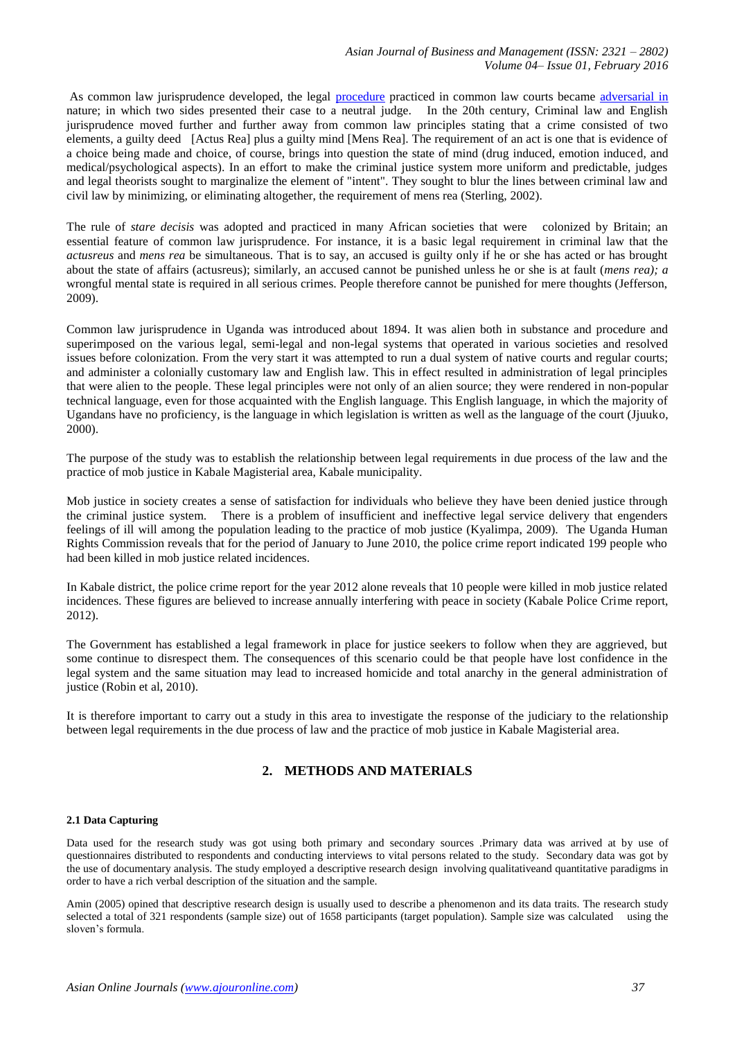As common law jurisprudence developed, the legal procedure practiced in common law courts became adversarial in nature; in which two sides presented their case to a neutral judge. In the 20th century, Criminal law and English jurisprudence moved further and further away from common law principles stating that a crime consisted of two elements, a guilty deed [Actus Rea] plus a guilty mind [Mens Rea]. The requirement of an act is one that is evidence of a choice being made and choice, of course, brings into question the state of mind (drug induced, emotion induced, and medical/psychological aspects). In an effort to make the criminal justice system more uniform and predictable, judges and legal theorists sought to marginalize the element of "intent". They sought to blur the lines between criminal law and civil law by minimizing, or eliminating altogether, the requirement of mens rea (Sterling, 2002).

The rule of *stare decisis* was adopted and practiced in many African societies that were colonized by Britain; an essential feature of common law jurisprudence. For instance, it is a basic legal requirement in criminal law that the *actusreus* and *mens rea* be simultaneous. That is to say, an accused is guilty only if he or she has acted or has brought about the state of affairs (actusreus); similarly, an accused cannot be punished unless he or she is at fault (*mens rea); a* wrongful mental state is required in all serious crimes. People therefore cannot be punished for mere thoughts (Jefferson, 2009).

Common law jurisprudence in Uganda was introduced about 1894. It was alien both in substance and procedure and superimposed on the various legal, semi-legal and non-legal systems that operated in various societies and resolved issues before colonization. From the very start it was attempted to run a dual system of native courts and regular courts; and administer a colonially customary law and English law. This in effect resulted in administration of legal principles that were alien to the people. These legal principles were not only of an alien source; they were rendered in non-popular technical language, even for those acquainted with the English language. This English language, in which the majority of Ugandans have no proficiency, is the language in which legislation is written as well as the language of the court (Jjuuko, 2000).

The purpose of the study was to establish the relationship between legal requirements in due process of the law and the practice of mob justice in Kabale Magisterial area, Kabale municipality.

Mob justice in society creates a sense of satisfaction for individuals who believe they have been denied justice through the criminal justice system. There is a problem of insufficient and ineffective legal service delivery that engenders feelings of ill will among the population leading to the practice of mob justice (Kyalimpa, 2009). The Uganda Human Rights Commission reveals that for the period of January to June 2010, the police crime report indicated 199 people who had been killed in mob justice related incidences.

In Kabale district, the police crime report for the year 2012 alone reveals that 10 people were killed in mob justice related incidences. These figures are believed to increase annually interfering with peace in society (Kabale Police Crime report, 2012).

The Government has established a legal framework in place for justice seekers to follow when they are aggrieved, but some continue to disrespect them. The consequences of this scenario could be that people have lost confidence in the legal system and the same situation may lead to increased homicide and total anarchy in the general administration of justice (Robin et al, 2010).

It is therefore important to carry out a study in this area to investigate the response of the judiciary to the relationship between legal requirements in the due process of law and the practice of mob justice in Kabale Magisterial area.

## 2. METHODS AND MATERIALS

#### 2.1 Data Capturing

Data used for the research study was got using both primary and secondary sources .Primary data was arrived at by use of questionnaires distributed to respondents and conducting interviews to vital persons related to the study. Secondary data was got by the use of documentary analysis. The study employed a descriptive research design involving qualitativeand quantitative paradigms in order to have a rich verbal description of the situation and the sample.

Amin (2005) opined that descriptive research design is usually used to describe a phenomenon and its data traits. The research study selected a total of 321 respondents (sample size) out of 1658 participants (target population). Sample size was calculated using the sloven's formula.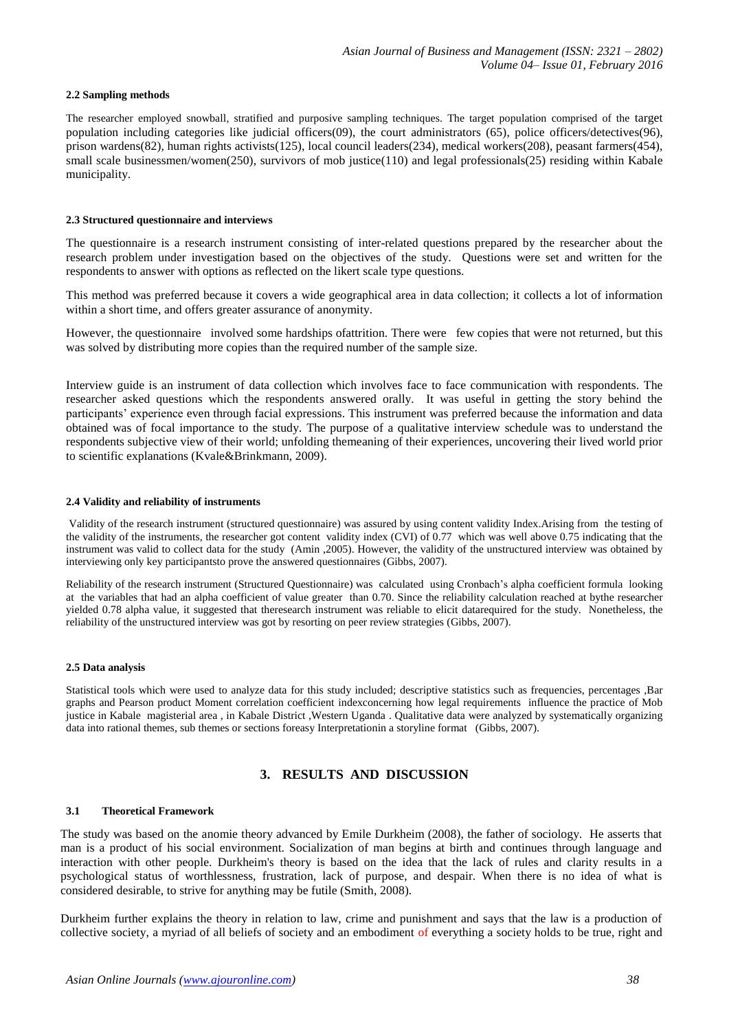#### 2.2 Sampling methods

The researcher employed snowball, stratified and purposive sampling techniques. The target population comprised of the target population including categories like judicial officers(09), the court administrators (65), police officers/detectives(96), prison wardens(82), human rights activists(125), local council leaders(234), medical workers(208), peasant farmers(454), small scale businessmen/women(250), survivors of mob justice(110) and legal professionals(25) residing within Kabale municipality.

#### 2.3 Structured questionnaire and interviews

The questionnaire is a research instrument consisting of inter-related questions prepared by the researcher about the research problem under investigation based on the objectives of the study. Questions were set and written for the respondents to answer with options as reflected on the likert scale type questions.

This method was preferred because it covers a wide geographical area in data collection; it collects a lot of information within a short time, and offers greater assurance of anonymity.

However, the questionnaire involved some hardships ofattrition. There were few copies that were not returned, but this was solved by distributing more copies than the required number of the sample size.

Interview guide is an instrument of data collection which involves face to face communication with respondents. The researcher asked questions which the respondents answered orally. It was useful in getting the story behind the participants' experience even through facial expressions. This instrument was preferred because the information and data obtained was of focal importance to the study. The purpose of a qualitative interview schedule was to understand the respondents subjective view of their world; unfolding themeaning of their experiences, uncovering their lived world prior to scientific explanations (Kvale&Brinkmann, 2009).

#### 2.4 Validity and reliability of instruments

Validity of the research instrument (structured questionnaire) was assured by using content validity Index.Arising from the testing of the validity of the instruments, the researcher got content validity index (CVI) of 0.77 which was well above 0.75 indicating that the instrument was valid to collect data for the study (Amin ,2005). However, the validity of the unstructured interview was obtained by interviewing only key participantsto prove the answered questionnaires (Gibbs, 2007).

Reliability of the research instrument (Structured Questionnaire) was calculated using Cronbach's alpha coefficient formula looking at the variables that had an alpha coefficient of value greater than 0.70. Since the reliability calculation reached at bythe researcher yielded 0.78 alpha value, it suggested that theresearch instrument was reliable to elicit datarequired for the study. Nonetheless, the reliability of the unstructured interview was got by resorting on peer review strategies (Gibbs, 2007).

#### 2.5 Data analysis

Statistical tools which were used to analyze data for this study included; descriptive statistics such as frequencies, percentages ,Bar graphs and Pearson product Moment correlation coefficient indexconcerning how legal requirements influence the practice of Mob justice in Kabale magisterial area , in Kabale District ,Western Uganda . Qualitative data were analyzed by systematically organizing data into rational themes, sub themes or sections foreasy Interpretationin a storyline format (Gibbs, 2007).

## 3. RESULTS AND DISCUSSION

#### 3.1 Theoretical Framework

The study was based on the anomie theory advanced by Emile Durkheim (2008), the father of sociology. He asserts that man is a product of his social environment. Socialization of man begins at birth and continues through language and interaction with other people. Durkheim's theory is based on the idea that the lack of rules and clarity results in a psychological status of worthlessness, frustration, lack of purpose, and despair. When there is no idea of what is considered desirable, to strive for anything may be futile (Smith, 2008).

Durkheim further explains the theory in relation to law, crime and punishment and says that the law is a production of collective society, a myriad of all beliefs of society and an embodiment of everything a society holds to be true, right and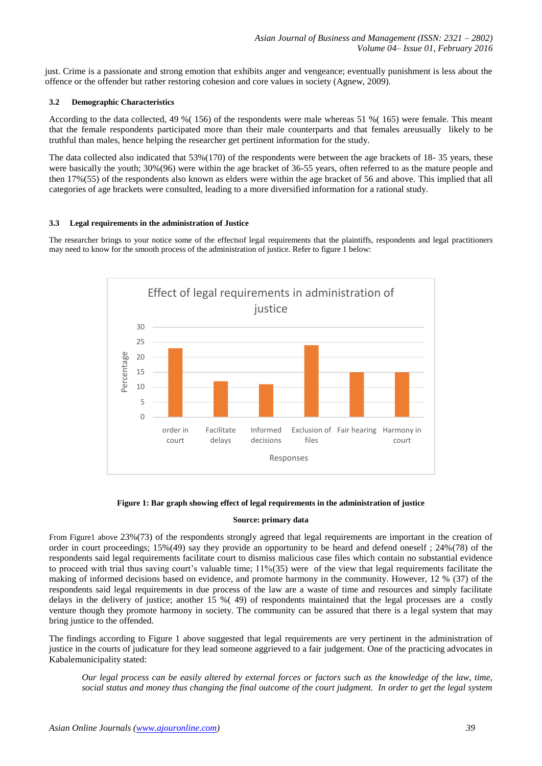just. Crime is a passionate and strong emotion that exhibits anger and vengeance; eventually punishment is less about the offence or the offender but rather restoring cohesion and core values in society (Agnew, 2009).

### 3.2 Demographic Characteristics

According to the data collected, 49 %( 156) of the respondents were male whereas 51 %( 165) were female. This meant that the female respondents participated more than their male counterparts and that females areusually likely to be truthful than males, hence helping the researcher get pertinent information for the study.

The data collected also indicated that 53%(170) of the respondents were between the age brackets of 18- 35 years, these were basically the youth; 30%(96) were within the age bracket of 36-55 years, often referred to as the mature people and then 17%(55) of the respondents also known as elders were within the age bracket of 56 and above. This implied that all categories of age brackets were consulted, leading to a more diversified information for a rational study.

### 3.3 Legal requirements in the administration of Justice

The researcher brings to your notice some of the effectsof legal requirements that the plaintiffs, respondents and legal practitioners may need to know for the smooth process of the administration of justice. Refer to figure 1 below:

**Figure 1: Bar graph showing effect of legal requirements in the administration of justice**

**Source: primary data**

From Figure1 above 23%(73) of the respondents strongly agreed that legal requirements are important in the creation of order in court proceedings; 15%(49) say they provide an opportunity to be heard and defend oneself ; 24%(78) of the respondents said legal requirements facilitate court to dismiss malicious case files which contain no substantial evidence to proceed with trial thus saving court's valuable time; 11%(35) were of the view that legal requirements facilitate the making of informed decisions based on evidence, and promote harmony in the community. However, 12 % (37) of the respondents said legal requirements in due process of the law are a waste of time and resources and simply facilitate delays in the delivery of justice; another 15 %( 49) of respondents maintained that the legal processes are a costly venture though they promote harmony in society. The community can be assured that there is a legal system that may bring justice to the offended.

The findings according to Figure 1 above suggested that legal requirements are very pertinent in the administration of justice in the courts of judicature for they lead someone aggrieved to a fair judgement. One of the practicing advocates in Kabalemunicipality stated:

> *Our legal process can be easily altered by external forces or factors such as the knowledge of the law, time, social status and money thus changing the final outcome of the court judgment. In order to get the legal system*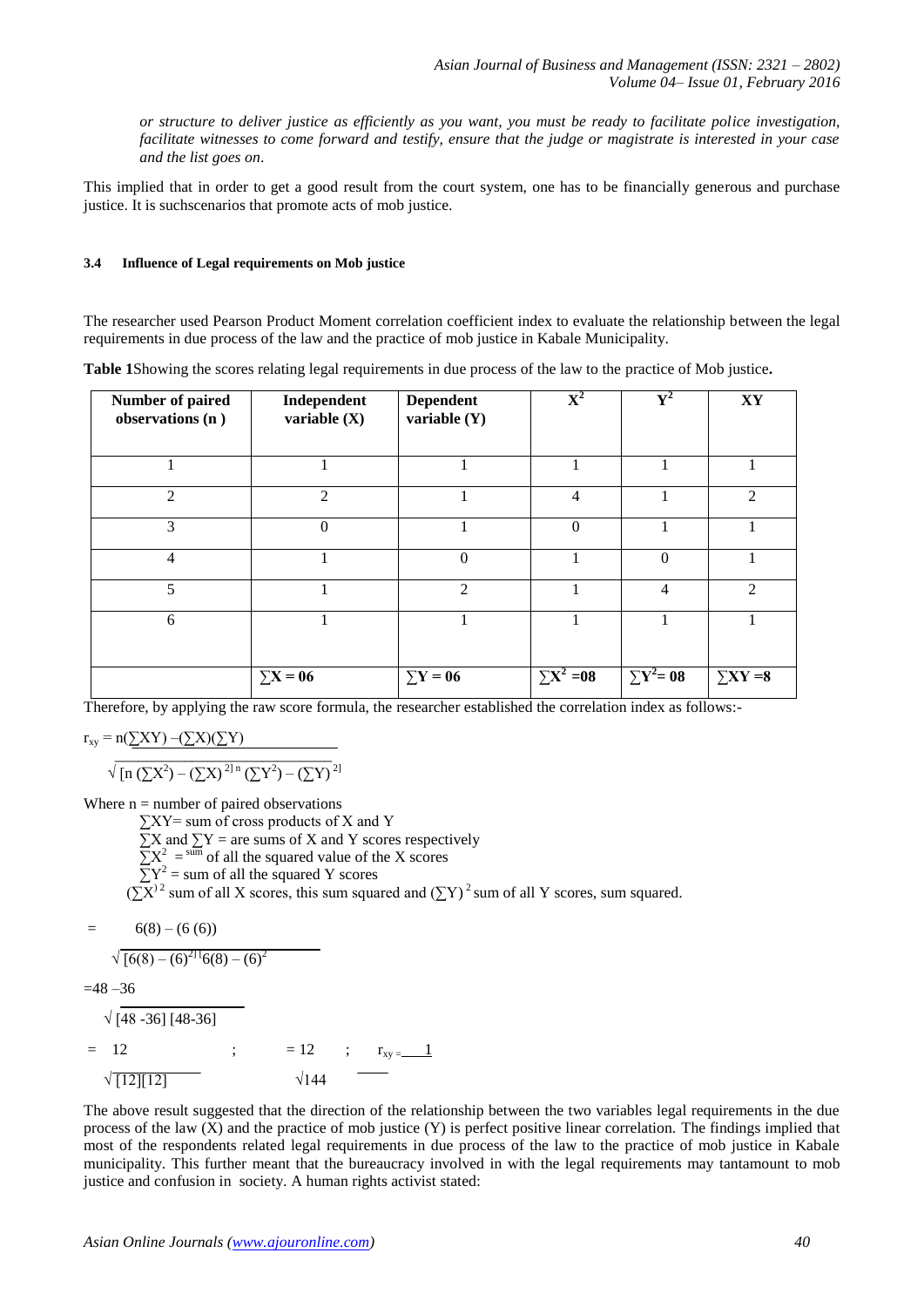*or structure to deliver justice as efficiently as you want, you must be ready to facilitate police investigation, facilitate witnesses to come forward and testify, ensure that the judge or magistrate is interested in your case and the list goes on*.

This implied that in order to get a good result from the court system, one has to be financially generous and purchase justice. It is suchscenarios that promote acts of mob justice.

#### 3.4 Influence of Legal requirements on Mob justice

The researcher used Pearson Product Moment correlation coefficient index to evaluate the relationship between the legal requirements in due process of the law and the practice of mob justice in Kabale Municipality.

**Table 1**Showing the scores relating legal requirements in due process of the law to the practice of Mob justice**.**

| Number of paired observations (n ) | Independent variable (X) | Dependent variable (Y) | $X^2$ | $Y^2$ | XY |
|---|---|---|---|---|---|
| 1 | 1 | 1 | 1 | 1 | 1 |
| 2 | 2 | 1 | 4 | 1 | 2 |
| 3 | 0 | 1 | 0 | 1 | 1 |
| 4 | 1 | 0 | 1 | 0 | 1 |
| 5 | 1 | 2 | 1 | 4 | 2 |
| 6 | 1 | 1 | 1 | 1 | 1 |
| | **∑X = 06** | **∑Y = 06** | **$\sum X^2$ =08** | **$\sum Y^2$= 08** | **∑XY =8** |

Therefore, by applying the raw score formula, the researcher established the correlation index as follows:-

$$r_{xy} = \frac{n(\sum XY) - (\sum X)(\sum Y)}{\sqrt{[n(\sum X^2) - (\sum X)^2]\,[n(\sum Y^2) - (\sum Y)^2]}}$$

Where n = number of paired observations

∑XY= sum of cross products of X and Y

∑X and ∑Y = are sums of X and Y scores respectively

$\sum X^2$ = sum of all the squared value of the X scores

$\sum Y^2$ = sum of all the squared Y scores

$(\sum X)^2$ sum of all X scores, this sum squared and $(\sum Y)^2$ sum of all Y scores, sum squared.

$$= \frac{6(8) - (6(6))}{\sqrt{[6(8) - (6)^2][6(8) - (6)^2]}}$$

$$= \frac{48 - 36}{\sqrt{[48-36][48-36]}}$$

$$= \frac{12}{\sqrt{[12][12]}} \quad ; \quad = \frac{12}{\sqrt{144}} \quad ; \quad r_{xy} = 1$$

The above result suggested that the direction of the relationship between the two variables legal requirements in the due process of the law (X) and the practice of mob justice (Y) is perfect positive linear correlation. The findings implied that most of the respondents related legal requirements in due process of the law to the practice of mob justice in Kabale municipality. This further meant that the bureaucracy involved in with the legal requirements may tantamount to mob justice and confusion in society. A human rights activist stated: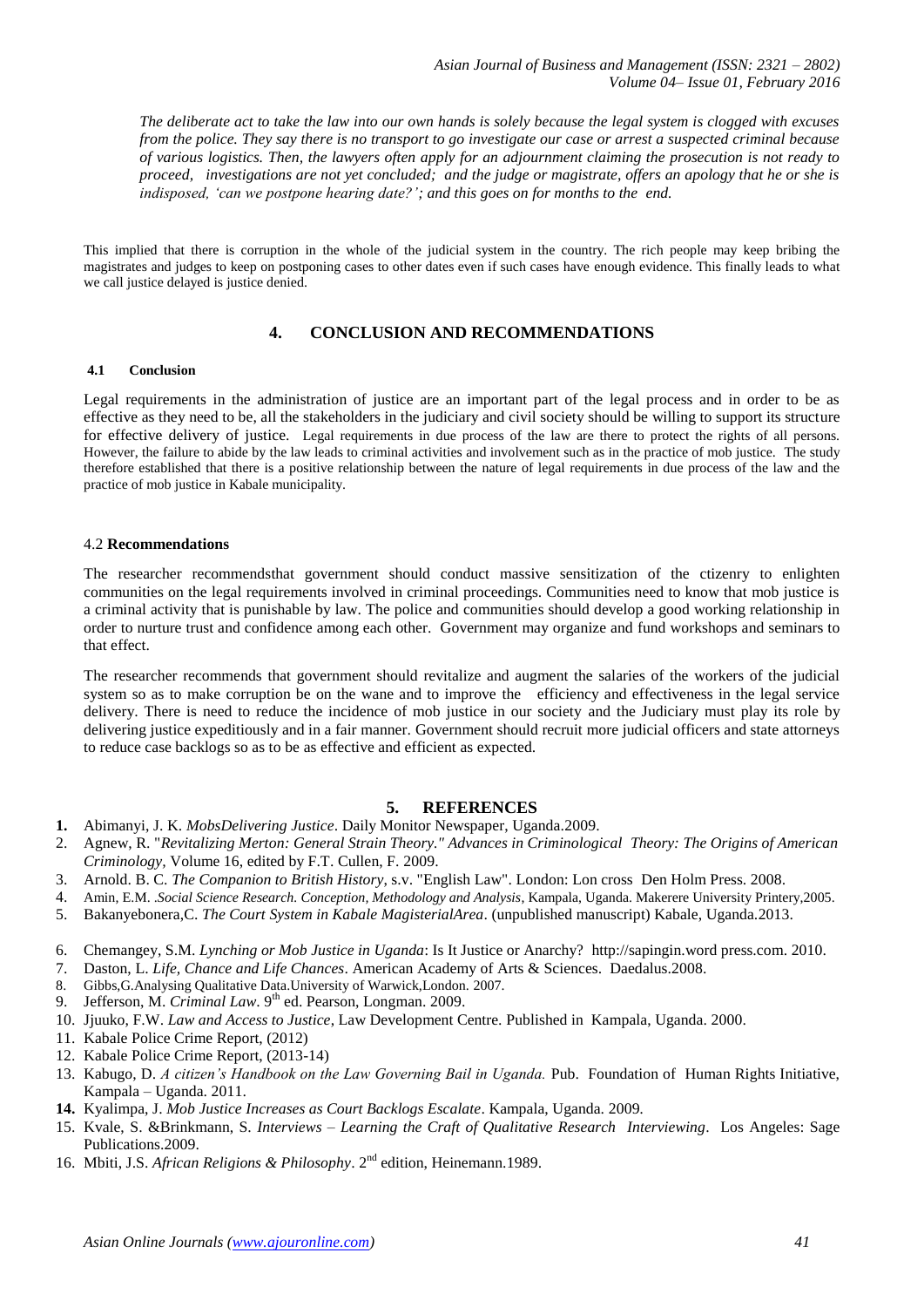*The deliberate act to take the law into our own hands is solely because the legal system is clogged with excuses from the police. They say there is no transport to go investigate our case or arrest a suspected criminal because of various logistics. Then, the lawyers often apply for an adjournment claiming the prosecution is not ready to proceed, investigations are not yet concluded; and the judge or magistrate, offers an apology that he or she is indisposed, 'can we postpone hearing date?'; and this goes on for months to the end.*

This implied that there is corruption in the whole of the judicial system in the country. The rich people may keep bribing the magistrates and judges to keep on postponing cases to other dates even if such cases have enough evidence. This finally leads to what we call justice delayed is justice denied.

## 4. CONCLUSION AND RECOMMENDATIONS

### 4.1 Conclusion

Legal requirements in the administration of justice are an important part of the legal process and in order to be as effective as they need to be, all the stakeholders in the judiciary and civil society should be willing to support its structure for effective delivery of justice. Legal requirements in due process of the law are there to protect the rights of all persons. However, the failure to abide by the law leads to criminal activities and involvement such as in the practice of mob justice. The study therefore established that there is a positive relationship between the nature of legal requirements in due process of the law and the practice of mob justice in Kabale municipality.

### 4.2 Recommendations

The researcher recommendsthat government should conduct massive sensitization of the ctizenry to enlighten communities on the legal requirements involved in criminal proceedings. Communities need to know that mob justice is a criminal activity that is punishable by law. The police and communities should develop a good working relationship in order to nurture trust and confidence among each other. Government may organize and fund workshops and seminars to that effect.

The researcher recommends that government should revitalize and augment the salaries of the workers of the judicial system so as to make corruption be on the wane and to improve the efficiency and effectiveness in the legal service delivery. There is need to reduce the incidence of mob justice in our society and the Judiciary must play its role by delivering justice expeditiously and in a fair manner. Government should recruit more judicial officers and state attorneys to reduce case backlogs so as to be as effective and efficient as expected.

## 5. REFERENCES

1. Abimanyi, J. K. *MobsDelivering Justice*. Daily Monitor Newspaper, Uganda.2009.
2. Agnew, R. "*Revitalizing Merton: General Strain Theory." Advances in Criminological Theory: The Origins of American Criminology,* Volume 16, edited by F.T. Cullen, F. 2009.
3. Arnold. B. C. *The Companion to British History*, s.v. "English Law". London: Lon cross Den Holm Press. 2008.
4. Amin, E.M. .*Social Science Research. Conception, Methodology and Analysis*, Kampala, Uganda. Makerere University Printery,2005.
5. Bakanyebonera,C. *The Court System in Kabale MagisterialArea*. (unpublished manuscript) Kabale, Uganda.2013.
6. Chemangey, S.M. *Lynching or Mob Justice in Uganda*: Is It Justice or Anarchy? http://sapingin.word press.com. 2010.
7. Daston, L. *Life, Chance and Life Chances*. American Academy of Arts & Sciences. Daedalus.2008.
8. Gibbs,G.Analysing Qualitative Data.University of Warwick,London. 2007.
9. Jefferson, M. *Criminal Law*. 9th ed. Pearson, Longman. 2009.
10. Jjuuko, F.W. *Law and Access to Justice*, Law Development Centre. Published in Kampala, Uganda. 2000.
11. Kabale Police Crime Report, (2012)
12. Kabale Police Crime Report, (2013-14)
13. Kabugo, D. *A citizen's Handbook on the Law Governing Bail in Uganda.* Pub. Foundation of Human Rights Initiative, Kampala – Uganda. 2011.
14. Kyalimpa, J. *Mob Justice Increases as Court Backlogs Escalate*. Kampala, Uganda. 2009.
15. Kvale, S. &Brinkmann, S. *Interviews – Learning the Craft of Qualitative Research Interviewing*. Los Angeles: Sage Publications.2009.
16. Mbiti, J.S. *African Religions & Philosophy*. 2nd edition, Heinemann.1989.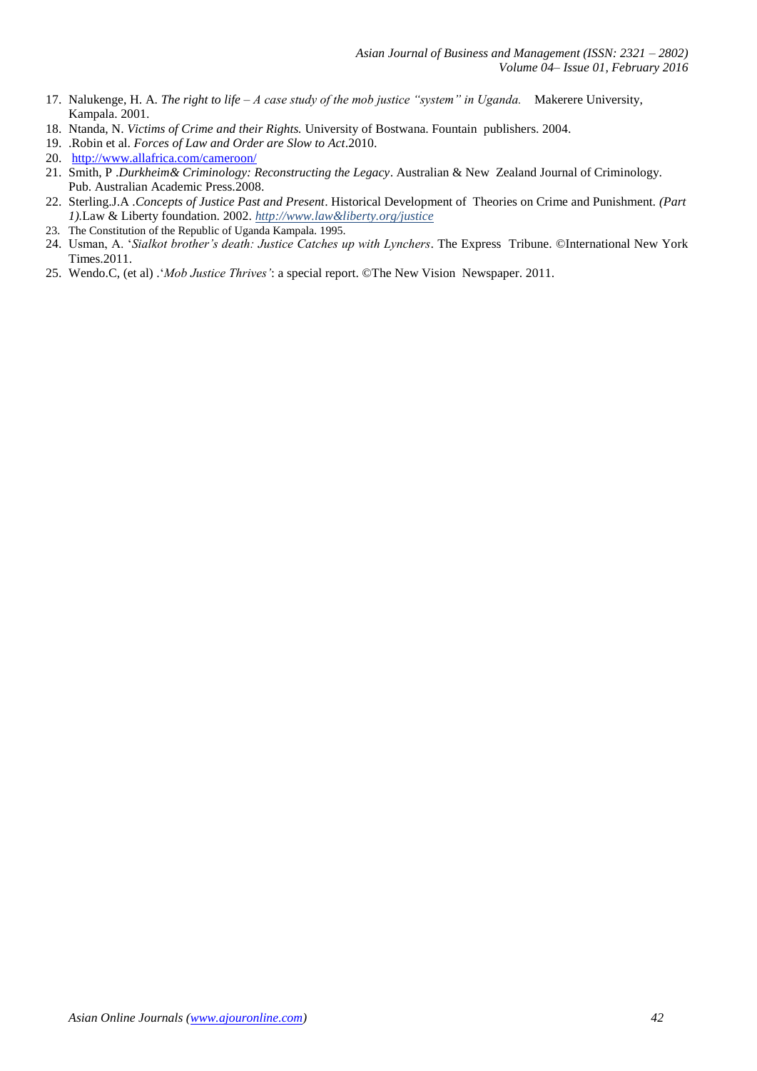17. Nalukenge, H. A. *The right to life – A case study of the mob justice "system" in Uganda.* Makerere University, Kampala. 2001.
18. Ntanda, N. *Victims of Crime and their Rights.* University of Bostwana. Fountain publishers. 2004.
19. .Robin et al. *Forces of Law and Order are Slow to Act*.2010.
20. http://www.allafrica.com/cameroon/
21. Smith, P .*Durkheim& Criminology: Reconstructing the Legacy*. Australian & New Zealand Journal of Criminology. Pub. Australian Academic Press.2008.
22. Sterling.J.A .*Concepts of Justice Past and Present*. Historical Development of Theories on Crime and Punishment. *(Part 1).*Law & Liberty foundation. 2002. *http://www.law&liberty.org/justice*
23. The Constitution of the Republic of Uganda Kampala. 1995.
24. Usman, A. '*Sialkot brother's death: Justice Catches up with Lynchers*. The Express Tribune. ©International New York Times.2011.
25. Wendo.C, (et al) .'*Mob Justice Thrives'*: a special report. ©The New Vision Newspaper. 2011.